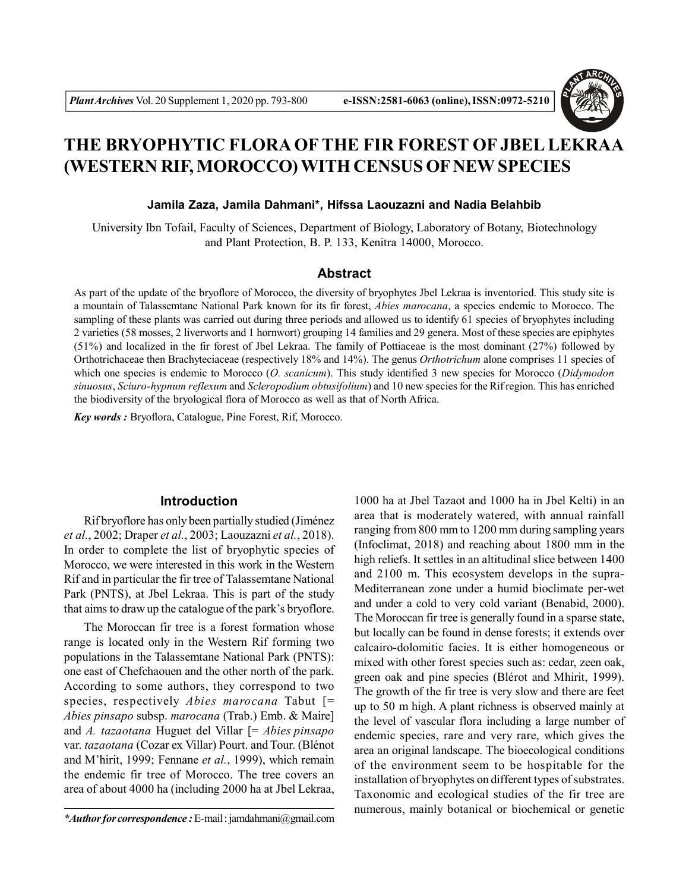# THE BRYOPHYTIC FLORA OF THE FIR FOREST OF JBEL LEKRAA (WESTERN RIF, MOROCCO) WITH CENSUS OF NEW SPECIES

**Jamila Zaza, Jamila Dahmani*, Hifssa Laouzazni and Nadia Belahbib**

University Ibn Tofail, Faculty of Sciences, Department of Biology, Laboratory of Botany, Biotechnology and Plant Protection, B. P. 133, Kenitra 14000, Morocco.

## Abstract

As part of the update of the bryoflore of Morocco, the diversity of bryophytes Jbel Lekraa is inventoried. This study site is a mountain of Talassemtane National Park known for its fir forest, *Abies marocana*, a species endemic to Morocco. The sampling of these plants was carried out during three periods and allowed us to identify 61 species of bryophytes including 2 varieties (58 mosses, 2 liverworts and 1 hornwort) grouping 14 families and 29 genera. Most of these species are epiphytes (51%) and localized in the fir forest of Jbel Lekraa. The family of Pottiaceae is the most dominant (27%) followed by Orthotrichaceae then Brachyteciaceae (respectively 18% and 14%). The genus *Orthotrichum* alone comprises 11 species of which one species is endemic to Morocco (*O. scanicum*). This study identified 3 new species for Morocco (*Didymodon sinuosus*, *Sciuro-hypnum reflexum* and *Scleropodium obtusifolium*) and 10 new species for the Rif region. This has enriched the biodiversity of the bryological flora of Morocco as well as that of North Africa.

***Key words :*** Bryoflora, Catalogue, Pine Forest, Rif, Morocco.

## Introduction

Rif bryoflore has only been partially studied (Jiménez *et al.*, 2002; Draper *et al.*, 2003; Laouzazni *et al.*, 2018). In order to complete the list of bryophytic species of Morocco, we were interested in this work in the Western Rif and in particular the fir tree of Talassemtane National Park (PNTS), at Jbel Lekraa. This is part of the study that aims to draw up the catalogue of the park's bryoflore.

The Moroccan fir tree is a forest formation whose range is located only in the Western Rif forming two populations in the Talassemtane National Park (PNTS): one east of Chefchaouen and the other north of the park. According to some authors, they correspond to two species, respectively *Abies marocana* Tabut [= *Abies pinsapo* subsp. *marocana* (Trab.) Emb. & Maire] and *A. tazaotana* Huguet del Villar [= *Abies pinsapo* var. *tazaotana* (Cozar ex Villar) Pourt. and Tour. (Blénot and M'hirit, 1999; Fennane *et al.*, 1999), which remain the endemic fir tree of Morocco. The tree covers an area of about 4000 ha (including 2000 ha at Jbel Lekraa, 1000 ha at Jbel Tazaot and 1000 ha in Jbel Kelti) in an area that is moderately watered, with annual rainfall ranging from 800 mm to 1200 mm during sampling years (Infoclimat, 2018) and reaching about 1800 mm in the high reliefs. It settles in an altitudinal slice between 1400 and 2100 m. This ecosystem develops in the supra-Mediterranean zone under a humid bioclimate per-wet and under a cold to very cold variant (Benabid, 2000). The Moroccan fir tree is generally found in a sparse state, but locally can be found in dense forests; it extends over calcairo-dolomitic facies. It is either homogeneous or mixed with other forest species such as: cedar, zeen oak, green oak and pine species (Blérot and Mhirit, 1999). The growth of the fir tree is very slow and there are feet up to 50 m high. A plant richness is observed mainly at the level of vascular flora including a large number of endemic species, rare and very rare, which gives the area an original landscape. The bioecological conditions of the environment seem to be hospitable for the installation of bryophytes on different types of substrates. Taxonomic and ecological studies of the fir tree are numerous, mainly botanical or biochemical or genetic

****Author for correspondence :*** E-mail : jamdahmani@gmail.com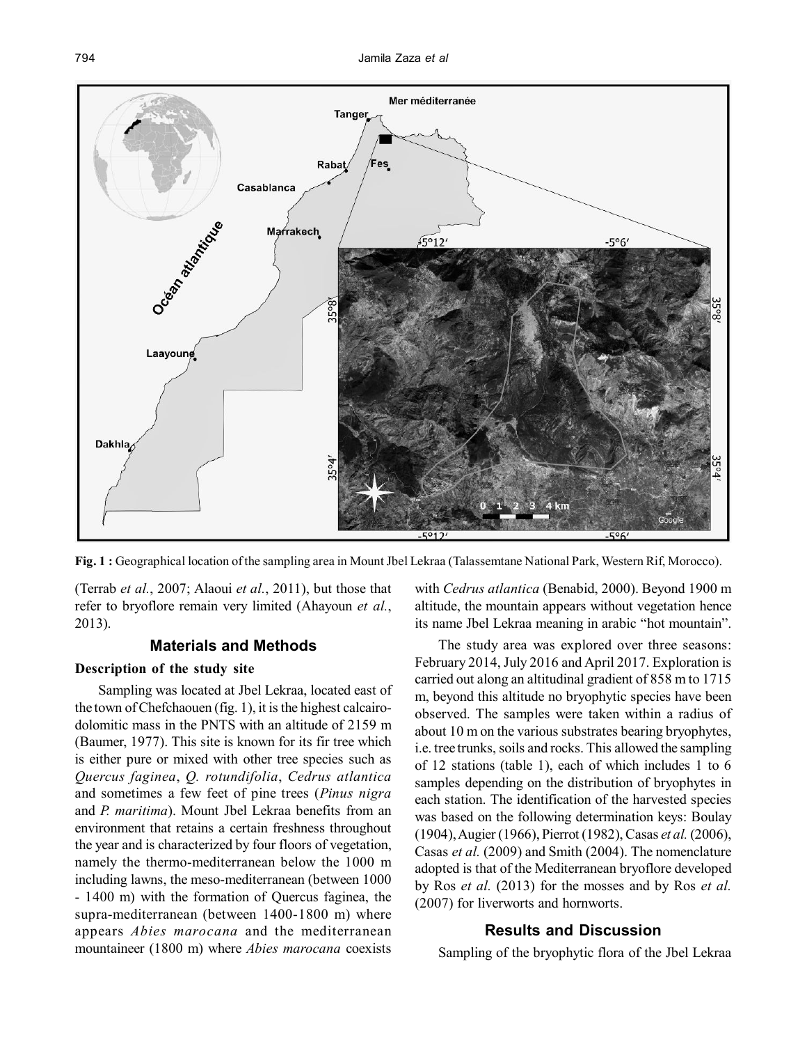**Fig. 1 :** Geographical location of the sampling area in Mount Jbel Lekraa (Talassemtane National Park, Western Rif, Morocco).

(Terrab *et al.*, 2007; Alaoui *et al.*, 2011), but those that refer to bryoflore remain very limited (Ahayoun *et al.*, 2013).

## Materials and Methods

### Description of the study site

Sampling was located at Jbel Lekraa, located east of the town of Chefchaouen (fig. 1), it is the highest calcairo-dolomitic mass in the PNTS with an altitude of 2159 m (Baumer, 1977). This site is known for its fir tree which is either pure or mixed with other tree species such as *Quercus faginea*, *Q. rotundifolia*, *Cedrus atlantica* and sometimes a few feet of pine trees (*Pinus nigra* and *P. maritima*). Mount Jbel Lekraa benefits from an environment that retains a certain freshness throughout the year and is characterized by four floors of vegetation, namely the thermo-mediterranean below the 1000 m including lawns, the meso-mediterranean (between 1000 - 1400 m) with the formation of Quercus faginea, the supra-mediterranean (between 1400-1800 m) where appears *Abies marocana* and the mediterranean mountaineer (1800 m) where *Abies marocana* coexists with *Cedrus atlantica* (Benabid, 2000). Beyond 1900 m altitude, the mountain appears without vegetation hence its name Jbel Lekraa meaning in arabic "hot mountain".

The study area was explored over three seasons: February 2014, July 2016 and April 2017. Exploration is carried out along an altitudinal gradient of 858 m to 1715 m, beyond this altitude no bryophytic species have been observed. The samples were taken within a radius of about 10 m on the various substrates bearing bryophytes, i.e. tree trunks, soils and rocks. This allowed the sampling of 12 stations (table 1), each of which includes 1 to 6 samples depending on the distribution of bryophytes in each station. The identification of the harvested species was based on the following determination keys: Boulay (1904), Augier (1966), Pierrot (1982), Casas *et al.* (2006), Casas *et al.* (2009) and Smith (2004). The nomenclature adopted is that of the Mediterranean bryoflore developed by Ros *et al.* (2013) for the mosses and by Ros *et al.* (2007) for liverworts and hornworts.

## Results and Discussion

Sampling of the bryophytic flora of the Jbel Lekraa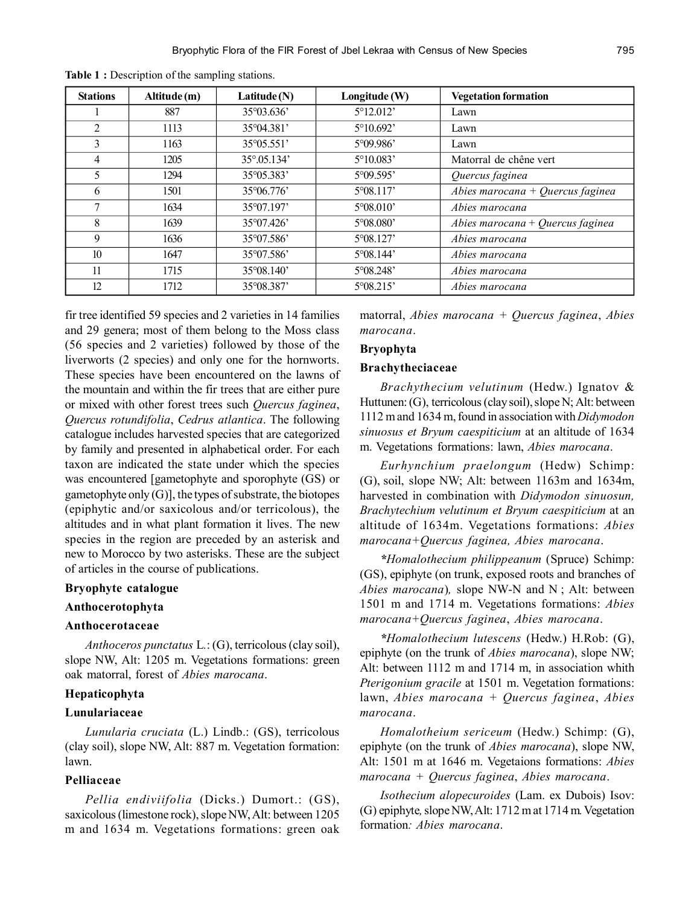**Table 1 :** Description of the sampling stations.

| Stations | Altitude (m) | Latitude (N) | Longitude (W) | Vegetation formation |
|---|---|---|---|---|
| 1 | 887 | 35°03.636' | 5°12.012' | Lawn |
| 2 | 1113 | 35°04.381' | 5°10.692' | Lawn |
| 3 | 1163 | 35°05.551' | 5°09.986' | Lawn |
| 4 | 1205 | 35°.05.134' | 5°10.083' | Matorral de chêne vert |
| 5 | 1294 | 35°05.383' | 5°09.595' | *Quercus faginea* |
| 6 | 1501 | 35°06.776' | 5°08.117' | *Abies marocana + Quercus faginea* |
| 7 | 1634 | 35°07.197' | 5°08.010' | *Abies marocana* |
| 8 | 1639 | 35°07.426' | 5°08.080' | *Abies marocana + Quercus faginea* |
| 9 | 1636 | 35°07.586' | 5°08.127' | *Abies marocana* |
| 10 | 1647 | 35°07.586' | 5°08.144' | *Abies marocana* |
| 11 | 1715 | 35°08.140' | 5°08.248' | *Abies marocana* |
| 12 | 1712 | 35°08.387' | 5°08.215' | *Abies marocana* |

fir tree identified 59 species and 2 varieties in 14 families and 29 genera; most of them belong to the Moss class (56 species and 2 varieties) followed by those of the liverworts (2 species) and only one for the hornworts. These species have been encountered on the lawns of the mountain and within the fir trees that are either pure or mixed with other forest trees such *Quercus faginea*, *Quercus rotundifolia*, *Cedrus atlantica*. The following catalogue includes harvested species that are categorized by family and presented in alphabetical order. For each taxon are indicated the state under which the species was encountered [gametophyte and sporophyte (GS) or gametophyte only (G)], the types of substrate, the biotopes (epiphytic and/or saxicolous and/or terricolous), the altitudes and in what plant formation it lives. The new species in the region are preceded by an asterisk and new to Morocco by two asterisks. These are the subject of articles in the course of publications.

**Bryophyte catalogue**

**Anthocerotophyta**

**Anthocerotaceae**

*Anthoceros punctatus* L.: (G), terricolous (clay soil), slope NW, Alt: 1205 m. Vegetations formations: green oak matorral, forest of *Abies marocana*.

**Hepaticophyta**

**Lunulariaceae**

*Lunularia cruciata* (L.) Lindb.: (GS), terricolous (clay soil), slope NW, Alt: 887 m. Vegetation formation: lawn.

**Pelliaceae**

*Pellia endiviifolia* (Dicks.) Dumort.: (GS), saxicolous (limestone rock), slope NW, Alt: between 1205 m and 1634 m. Vegetations formations: green oak matorral, *Abies marocana + Quercus faginea*, *Abies marocana*.

**Bryophyta**

**Brachytheciaceae**

*Brachythecium velutinum* (Hedw.) Ignatov & Huttunen: (G), terricolous (clay soil), slope N; Alt: between 1112 m and 1634 m, found in association with *Didymodon sinuosus et Bryum caespiticium* at an altitude of 1634 m. Vegetations formations: lawn, *Abies marocana*.

*Eurhynchium praelongum* (Hedw) Schimp: (G), soil, slope NW; Alt: between 1163m and 1634m, harvested in combination with *Didymodon sinuosun, Brachytechium velutinum et Bryum caespiticium* at an altitude of 1634m. Vegetations formations: *Abies marocana+Quercus faginea, Abies marocana*.

**Homalothecium philippeanum* (Spruce) Schimp: (GS), epiphyte (on trunk, exposed roots and branches of *Abies marocana*), slope NW-N and N ; Alt: between 1501 m and 1714 m. Vegetations formations: *Abies marocana+Quercus faginea*, *Abies marocana*.

**Homalothecium lutescens* (Hedw.) H.Rob: (G), epiphyte (on the trunk of *Abies marocana*), slope NW; Alt: between 1112 m and 1714 m, in association whith *Pterigonium gracile* at 1501 m. Vegetation formations: lawn, *Abies marocana + Quercus faginea*, *Abies marocana*.

*Homalotheium sericeum* (Hedw.) Schimp: (G), epiphyte (on the trunk of *Abies marocana*), slope NW, Alt: 1501 m at 1646 m. Vegetaions formations: *Abies marocana + Quercus faginea*, *Abies marocana*.

*Isothecium alopecuroides* (Lam. ex Dubois) Isov: (G) epiphyte, slope NW, Alt: 1712 m at 1714 m. Vegetation formation*: Abies marocana*.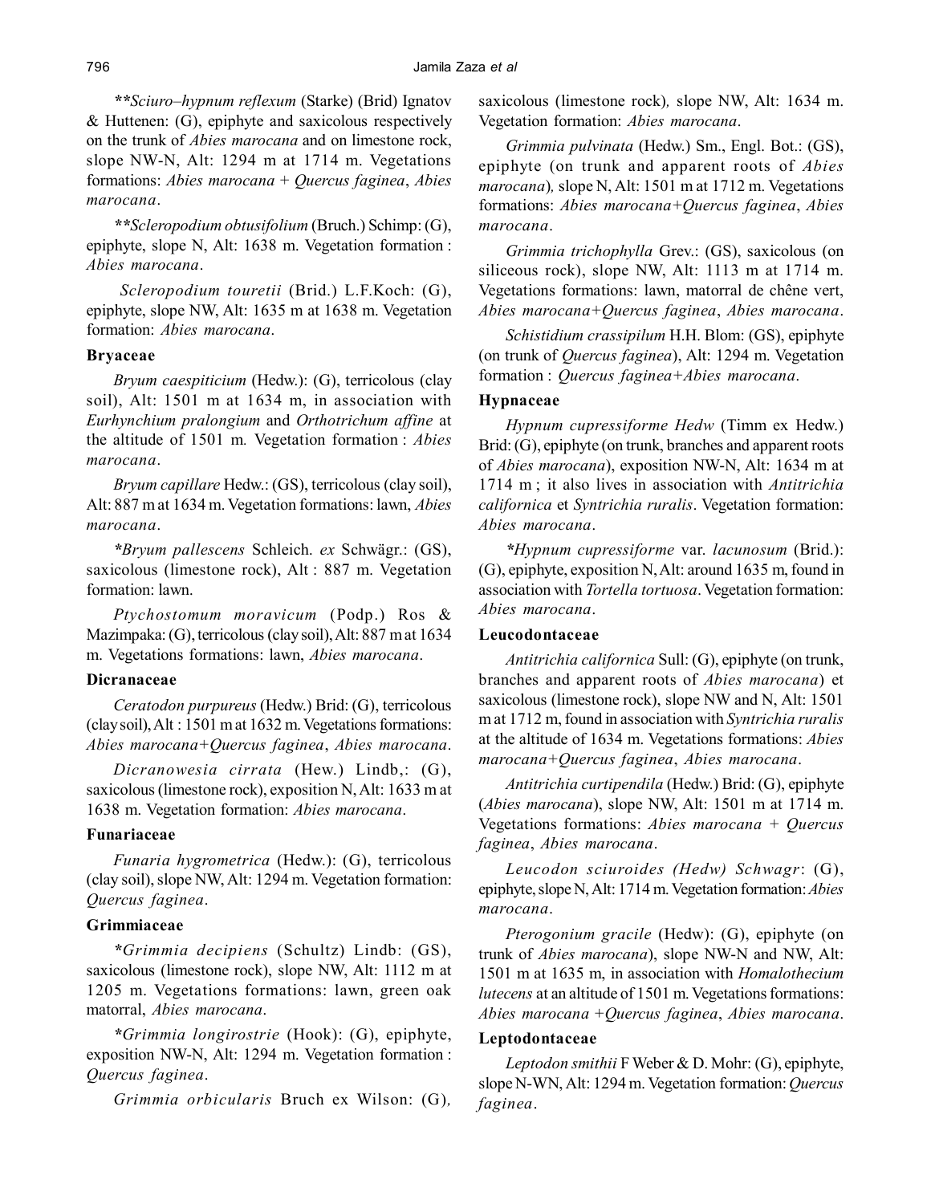***Sciuro–hypnum reflexum* (Starke) (Brid) Ignatov & Huttenen: (G), epiphyte and saxicolous respectively on the trunk of *Abies marocana* and on limestone rock, slope NW-N, Alt: 1294 m at 1714 m. Vegetations formations: *Abies marocana* + *Quercus faginea*, *Abies marocana*.

***Scleropodium obtusifolium* (Bruch.) Schimp: (G), epiphyte, slope N, Alt: 1638 m. Vegetation formation : *Abies marocana*.

*Scleropodium touretii* (Brid.) L.F.Koch: (G), epiphyte, slope NW, Alt: 1635 m at 1638 m. Vegetation formation: *Abies marocana*.

**Bryaceae**

*Bryum caespiticium* (Hedw.): (G), terricolous (clay soil), Alt: 1501 m at 1634 m, in association with *Eurhynchium pralongium* and *Orthotrichum affine* at the altitude of 1501 m. Vegetation formation : *Abies marocana*.

*Bryum capillare* Hedw.: (GS), terricolous (clay soil), Alt: 887 m at 1634 m. Vegetation formations: lawn, *Abies marocana*.

**Bryum pallescens* Schleich. *ex* Schwägr.: (GS), saxicolous (limestone rock), Alt : 887 m. Vegetation formation: lawn.

*Ptychostomum moravicum* (Podp.) Ros & Mazimpaka: (G), terricolous (clay soil), Alt: 887 m at 1634 m. Vegetations formations: lawn, *Abies marocana*.

**Dicranaceae**

*Ceratodon purpureus* (Hedw.) Brid: (G), terricolous (clay soil), Alt : 1501 m at 1632 m. Vegetations formations: *Abies marocana+Quercus faginea*, *Abies marocana*.

*Dicranowesia cirrata* (Hew.) Lindb,: (G), saxicolous (limestone rock), exposition N, Alt: 1633 m at 1638 m. Vegetation formation: *Abies marocana*.

**Funariaceae**

*Funaria hygrometrica* (Hedw.): (G), terricolous (clay soil), slope NW, Alt: 1294 m. Vegetation formation: *Quercus faginea*.

**Grimmiaceae**

**Grimmia decipiens* (Schultz) Lindb: (GS), saxicolous (limestone rock), slope NW, Alt: 1112 m at 1205 m. Vegetations formations: lawn, green oak matorral, *Abies marocana*.

**Grimmia longirostrie* (Hook): (G), epiphyte, exposition NW-N, Alt: 1294 m. Vegetation formation : *Quercus faginea*.

*Grimmia orbicularis* Bruch ex Wilson: (G), saxicolous (limestone rock), slope NW, Alt: 1634 m. Vegetation formation: *Abies marocana*.

*Grimmia pulvinata* (Hedw.) Sm., Engl. Bot.: (GS), epiphyte (on trunk and apparent roots of *Abies marocana*), slope N, Alt: 1501 m at 1712 m. Vegetations formations: *Abies marocana+Quercus faginea*, *Abies marocana*.

*Grimmia trichophylla* Grev.: (GS), saxicolous (on siliceous rock), slope NW, Alt: 1113 m at 1714 m. Vegetations formations: lawn, matorral de chêne vert, *Abies marocana+Quercus faginea*, *Abies marocana*.

*Schistidium crassipilum* H.H. Blom: (GS), epiphyte (on trunk of *Quercus faginea*), Alt: 1294 m. Vegetation formation : *Quercus faginea+Abies marocana*.

**Hypnaceae**

*Hypnum cupressiforme Hedw* (Timm ex Hedw.) Brid: (G), epiphyte (on trunk, branches and apparent roots of *Abies marocana*), exposition NW-N, Alt: 1634 m at 1714 m ; it also lives in association with *Antitrichia californica* et *Syntrichia ruralis*. Vegetation formation: *Abies marocana*.

**Hypnum cupressiforme* var. *lacunosum* (Brid.): (G), epiphyte, exposition N, Alt: around 1635 m, found in association with *Tortella tortuosa*. Vegetation formation: *Abies marocana*.

**Leucodontaceae**

*Antitrichia californica* Sull: (G), epiphyte (on trunk, branches and apparent roots of *Abies marocana*) et saxicolous (limestone rock), slope NW and N, Alt: 1501 m at 1712 m, found in association with *Syntrichia ruralis* at the altitude of 1634 m. Vegetations formations: *Abies marocana+Quercus faginea*, *Abies marocana*.

*Antitrichia curtipendila* (Hedw.) Brid: (G), epiphyte (*Abies marocana*), slope NW, Alt: 1501 m at 1714 m. Vegetations formations: *Abies marocana* + *Quercus faginea*, *Abies marocana*.

*Leucodon sciuroides (Hedw) Schwagr*: (G), epiphyte, slope N, Alt: 1714 m. Vegetation formation: *Abies marocana*.

*Pterogonium gracile* (Hedw): (G), epiphyte (on trunk of *Abies marocana*), slope NW-N and NW, Alt: 1501 m at 1635 m, in association with *Homalothecium lutecens* at an altitude of 1501 m. Vegetations formations: *Abies marocana* +*Quercus faginea*, *Abies marocana*.

**Leptodontaceae**

*Leptodon smithii* F Weber & D. Mohr: (G), epiphyte, slope N-WN, Alt: 1294 m. Vegetation formation: *Quercus faginea*.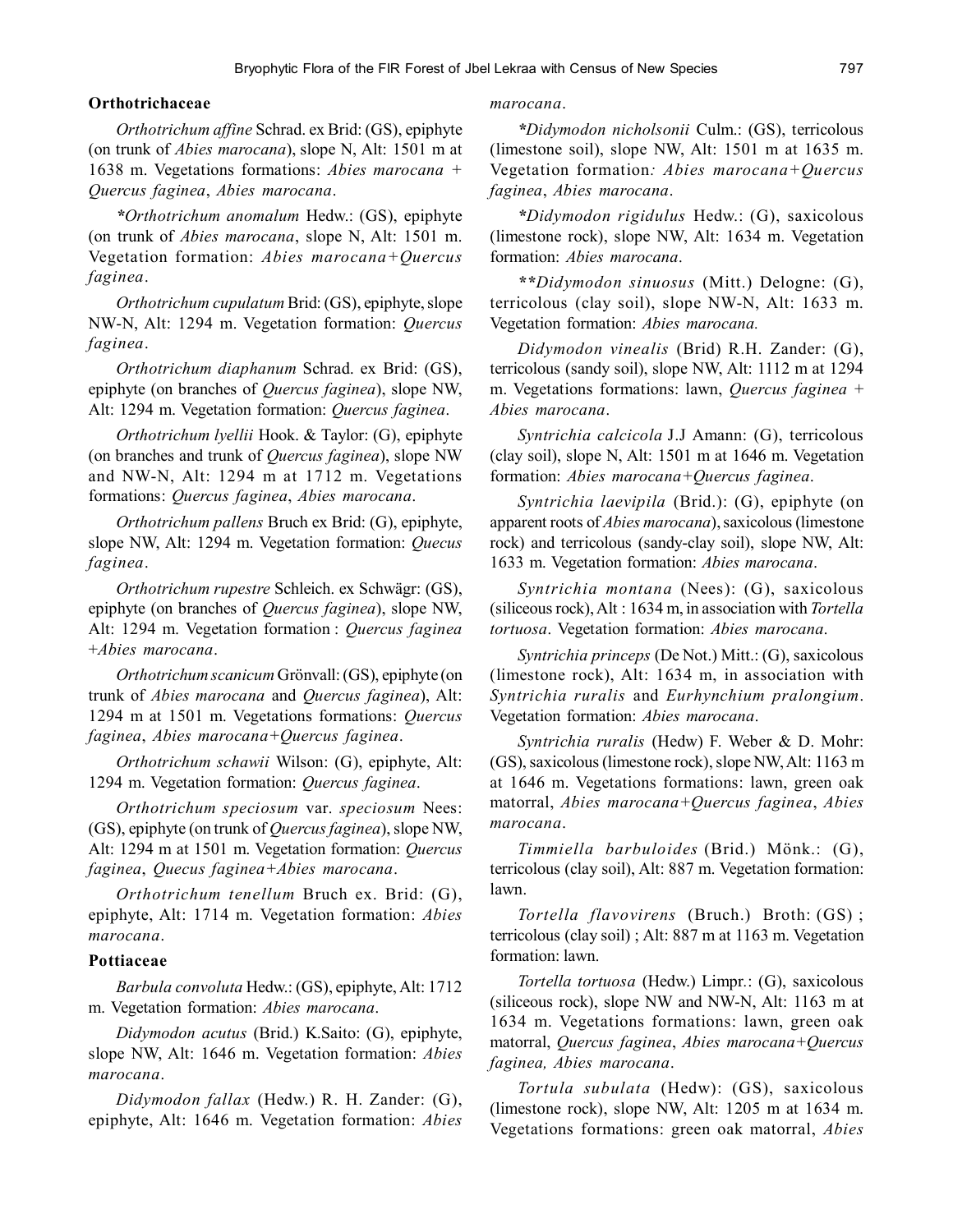### Orthotrichaceae

*Orthotrichum affine* Schrad. ex Brid: (GS), epiphyte (on trunk of *Abies marocana*), slope N, Alt: 1501 m at 1638 m. Vegetations formations: *Abies marocana* + *Quercus faginea*, *Abies marocana*.

**Orthotrichum anomalum* Hedw.: (GS), epiphyte (on trunk of *Abies marocana*, slope N, Alt: 1501 m. Vegetation formation: *Abies marocana*+*Quercus faginea*.

*Orthotrichum cupulatum* Brid: (GS), epiphyte, slope NW-N, Alt: 1294 m. Vegetation formation: *Quercus faginea*.

*Orthotrichum diaphanum* Schrad. ex Brid: (GS), epiphyte (on branches of *Quercus faginea*), slope NW, Alt: 1294 m. Vegetation formation: *Quercus faginea*.

*Orthotrichum lyellii* Hook. & Taylor: (G), epiphyte (on branches and trunk of *Quercus faginea*), slope NW and NW-N, Alt: 1294 m at 1712 m. Vegetations formations: *Quercus faginea*, *Abies marocana*.

*Orthotrichum pallens* Bruch ex Brid: (G), epiphyte, slope NW, Alt: 1294 m. Vegetation formation: *Quecus faginea*.

*Orthotrichum rupestre* Schleich. ex Schwägr: (GS), epiphyte (on branches of *Quercus faginea*), slope NW, Alt: 1294 m. Vegetation formation : *Quercus faginea* +*Abies marocana*.

*Orthotrichum scanicum* Grönvall: (GS), epiphyte (on trunk of *Abies marocana* and *Quercus faginea*), Alt: 1294 m at 1501 m. Vegetations formations: *Quercus faginea*, *Abies marocana*+*Quercus faginea*.

*Orthotrichum schawii* Wilson: (G), epiphyte, Alt: 1294 m. Vegetation formation: *Quercus faginea*.

*Orthotrichum speciosum* var. *speciosum* Nees: (GS), epiphyte (on trunk of *Quercus faginea*), slope NW, Alt: 1294 m at 1501 m. Vegetation formation: *Quercus faginea*, *Quecus faginea*+*Abies marocana*.

*Orthotrichum tenellum* Bruch ex. Brid: (G), epiphyte, Alt: 1714 m. Vegetation formation: *Abies marocana*.

### Pottiaceae

*Barbula convoluta* Hedw.: (GS), epiphyte, Alt: 1712 m. Vegetation formation: *Abies marocana*.

*Didymodon acutus* (Brid.) K.Saito: (G), epiphyte, slope NW, Alt: 1646 m. Vegetation formation: *Abies marocana*.

*Didymodon fallax* (Hedw.) R. H. Zander: (G), epiphyte, Alt: 1646 m. Vegetation formation: *Abies marocana*.

**Didymodon nicholsonii* Culm.: (GS), terricolous (limestone soil), slope NW, Alt: 1501 m at 1635 m. Vegetation formation*:* *Abies marocana*+*Quercus faginea*, *Abies marocana*.

**Didymodon rigidulus* Hedw.: (G), saxicolous (limestone rock), slope NW, Alt: 1634 m. Vegetation formation: *Abies marocana*.

***Didymodon sinuosus* (Mitt.) Delogne: (G), terricolous (clay soil), slope NW-N, Alt: 1633 m. Vegetation formation: *Abies marocana.*

*Didymodon vinealis* (Brid) R.H. Zander: (G), terricolous (sandy soil), slope NW, Alt: 1112 m at 1294 m. Vegetations formations: lawn, *Quercus faginea* + *Abies marocana*.

*Syntrichia calcicola* J.J Amann: (G), terricolous (clay soil), slope N, Alt: 1501 m at 1646 m. Vegetation formation: *Abies marocana*+*Quercus faginea*.

*Syntrichia laevipila* (Brid.): (G), epiphyte (on apparent roots of *Abies marocana*), saxicolous (limestone rock) and terricolous (sandy-clay soil), slope NW, Alt: 1633 m. Vegetation formation: *Abies marocana*.

*Syntrichia montana* (Nees): (G), saxicolous (siliceous rock), Alt : 1634 m, in association with *Tortella tortuosa*. Vegetation formation: *Abies marocana*.

*Syntrichia princeps* (De Not.) Mitt.: (G), saxicolous (limestone rock), Alt: 1634 m, in association with *Syntrichia ruralis* and *Eurhynchium pralongium*. Vegetation formation: *Abies marocana*.

*Syntrichia ruralis* (Hedw) F. Weber & D. Mohr: (GS), saxicolous (limestone rock), slope NW, Alt: 1163 m at 1646 m. Vegetations formations: lawn, green oak matorral, *Abies marocana*+*Quercus faginea*, *Abies marocana*.

*Timmiella barbuloides* (Brid.) Mönk.: (G), terricolous (clay soil), Alt: 887 m. Vegetation formation: lawn.

*Tortella flavovirens* (Bruch.) Broth: (GS) ; terricolous (clay soil) ; Alt: 887 m at 1163 m. Vegetation formation: lawn.

*Tortella tortuosa* (Hedw.) Limpr.: (G), saxicolous (siliceous rock), slope NW and NW-N, Alt: 1163 m at 1634 m. Vegetations formations: lawn, green oak matorral, *Quercus faginea*, *Abies marocana*+*Quercus faginea, Abies marocana*.

*Tortula subulata* (Hedw): (GS), saxicolous (limestone rock), slope NW, Alt: 1205 m at 1634 m. Vegetations formations: green oak matorral, *Abies*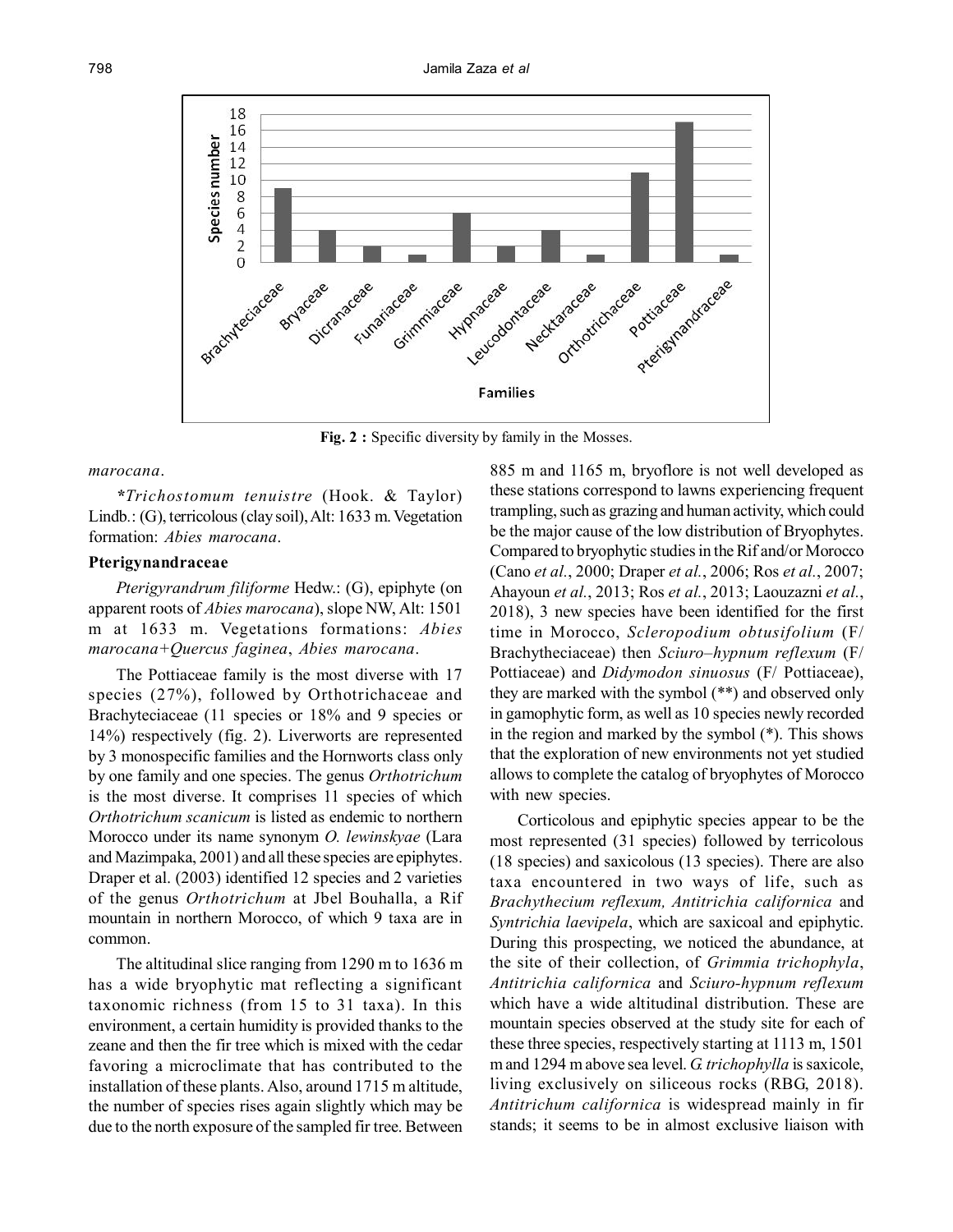**Fig. 2 :** Specific diversity by family in the Mosses.

*marocana*.

**\****Trichostomum tenuistre* (Hook. & Taylor) Lindb.: (G), terricolous (clay soil), Alt: 1633 m. Vegetation formation: *Abies marocana*.

### Pterigynandraceae

*Pterigyrandrum filiforme* Hedw.: (G), epiphyte (on apparent roots of *Abies marocana*), slope NW, Alt: 1501 m at 1633 m. Vegetations formations: *Abies marocana+Quercus faginea*, *Abies marocana*.

The Pottiaceae family is the most diverse with 17 species (27%), followed by Orthotrichaceae and Brachyteciaceae (11 species or 18% and 9 species or 14%) respectively (fig. 2). Liverworts are represented by 3 monospecific families and the Hornworts class only by one family and one species. The genus *Orthotrichum* is the most diverse. It comprises 11 species of which *Orthotrichum scanicum* is listed as endemic to northern Morocco under its name synonym *O. lewinskyae* (Lara and Mazimpaka, 2001) and all these species are epiphytes. Draper et al. (2003) identified 12 species and 2 varieties of the genus *Orthotrichum* at Jbel Bouhalla, a Rif mountain in northern Morocco, of which 9 taxa are in common.

The altitudinal slice ranging from 1290 m to 1636 m has a wide bryophytic mat reflecting a significant taxonomic richness (from 15 to 31 taxa). In this environment, a certain humidity is provided thanks to the zeane and then the fir tree which is mixed with the cedar favoring a microclimate that has contributed to the installation of these plants. Also, around 1715 m altitude, the number of species rises again slightly which may be due to the north exposure of the sampled fir tree. Between 885 m and 1165 m, bryoflore is not well developed as these stations correspond to lawns experiencing frequent trampling, such as grazing and human activity, which could be the major cause of the low distribution of Bryophytes. Compared to bryophytic studies in the Rif and/or Morocco (Cano *et al.*, 2000; Draper *et al.*, 2006; Ros *et al.*, 2007; Ahayoun *et al.*, 2013; Ros *et al.*, 2013; Laouzazni *et al.*, 2018), 3 new species have been identified for the first time in Morocco, *Scleropodium obtusifolium* (F/ Brachytheciaceae) then *Sciuro–hypnum reflexum* (F/ Pottiaceae) and *Didymodon sinuosus* (F/ Pottiaceae), they are marked with the symbol (**) and observed only in gamophytic form, as well as 10 species newly recorded in the region and marked by the symbol (*). This shows that the exploration of new environments not yet studied allows to complete the catalog of bryophytes of Morocco with new species.

Corticolous and epiphytic species appear to be the most represented (31 species) followed by terricolous (18 species) and saxicolous (13 species). There are also taxa encountered in two ways of life, such as *Brachythecium reflexum, Antitrichia californica* and *Syntrichia laevipela*, which are saxicoal and epiphytic. During this prospecting, we noticed the abundance, at the site of their collection, of *Grimmia trichophyla*, *Antitrichia californica* and *Sciuro-hypnum reflexum* which have a wide altitudinal distribution. These are mountain species observed at the study site for each of these three species, respectively starting at 1113 m, 1501 m and 1294 m above sea level. *G. trichophylla* is saxicole, living exclusively on siliceous rocks (RBG, 2018). *Antitrichum californica* is widespread mainly in fir stands; it seems to be in almost exclusive liaison with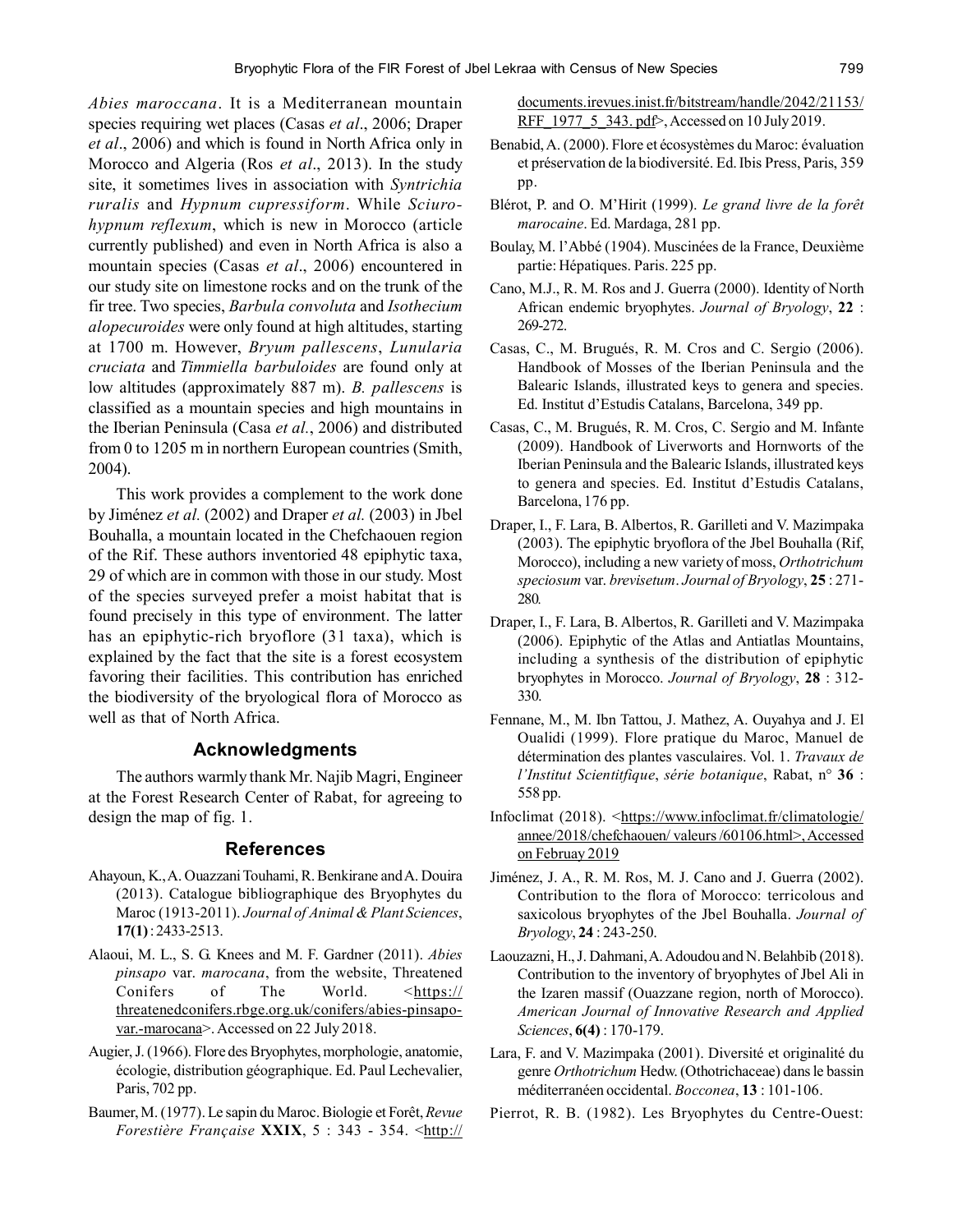*Abies maroccana*. It is a Mediterranean mountain species requiring wet places (Casas *et al*., 2006; Draper *et al*., 2006) and which is found in North Africa only in Morocco and Algeria (Ros *et al*., 2013). In the study site, it sometimes lives in association with *Syntrichia ruralis* and *Hypnum cupressiform*. While *Sciuro-hypnum reflexum*, which is new in Morocco (article currently published) and even in North Africa is also a mountain species (Casas *et al*., 2006) encountered in our study site on limestone rocks and on the trunk of the fir tree. Two species, *Barbula convoluta* and *Isothecium alopecuroides* were only found at high altitudes, starting at 1700 m. However, *Bryum pallescens*, *Lunularia cruciata* and *Timmiella barbuloides* are found only at low altitudes (approximately 887 m). *B. pallescens* is classified as a mountain species and high mountains in the Iberian Peninsula (Casa *et al.*, 2006) and distributed from 0 to 1205 m in northern European countries (Smith, 2004).

This work provides a complement to the work done by Jiménez *et al.* (2002) and Draper *et al.* (2003) in Jbel Bouhalla, a mountain located in the Chefchaouen region of the Rif. These authors inventoried 48 epiphytic taxa, 29 of which are in common with those in our study. Most of the species surveyed prefer a moist habitat that is found precisely in this type of environment. The latter has an epiphytic-rich bryoflore (31 taxa), which is explained by the fact that the site is a forest ecosystem favoring their facilities. This contribution has enriched the biodiversity of the bryological flora of Morocco as well as that of North Africa.

## Acknowledgments

The authors warmly thank Mr. Najib Magri, Engineer at the Forest Research Center of Rabat, for agreeing to design the map of fig. 1.

## References

Ahayoun, K., A. Ouazzani Touhami, R. Benkirane and A. Douira (2013). Catalogue bibliographique des Bryophytes du Maroc (1913-2011). *Journal of Animal & Plant Sciences*, **17(1)** : 2433-2513.

Alaoui, M. L., S. G. Knees and M. F. Gardner (2011). *Abies pinsapo* var. *marocana*, from the website, Threatened Conifers of The World. <https://threatenedconifers.rbge.org.uk/conifers/abies-pinsapo-var.-marocana>. Accessed on 22 July 2018.

Augier, J. (1966). Flore des Bryophytes, morphologie, anatomie, écologie, distribution géographique. Ed. Paul Lechevalier, Paris, 702 pp.

Baumer, M. (1977). Le sapin du Maroc. Biologie et Forêt, *Revue Forestière Française* **XXIX**, 5 : 343 - 354. <http://documents.irevues.inist.fr/bitstream/handle/2042/21153/RFF_1977_5_343. pdf>, Accessed on 10 July 2019.

Benabid, A. (2000). Flore et écosystèmes du Maroc: évaluation et préservation de la biodiversité. Ed. Ibis Press, Paris, 359 pp.

Blérot, P. and O. M'Hirit (1999). *Le grand livre de la forêt marocaine*. Ed. Mardaga, 281 pp.

Boulay, M. l'Abbé (1904). Muscinées de la France, Deuxième partie: Hépatiques. Paris. 225 pp.

Cano, M.J., R. M. Ros and J. Guerra (2000). Identity of North African endemic bryophytes. *Journal of Bryology*, **22** : 269-272.

Casas, C., M. Brugués, R. M. Cros and C. Sergio (2006). Handbook of Mosses of the Iberian Peninsula and the Balearic Islands, illustrated keys to genera and species. Ed. Institut d'Estudis Catalans, Barcelona, 349 pp.

Casas, C., M. Brugués, R. M. Cros, C. Sergio and M. Infante (2009). Handbook of Liverworts and Hornworts of the Iberian Peninsula and the Balearic Islands, illustrated keys to genera and species. Ed. Institut d'Estudis Catalans, Barcelona, 176 pp.

Draper, I., F. Lara, B. Albertos, R. Garilleti and V. Mazimpaka (2003). The epiphytic bryoflora of the Jbel Bouhalla (Rif, Morocco), including a new variety of moss, *Orthotrichum speciosum* var. *brevisetum*. *Journal of Bryology*, **25** : 271-280.

Draper, I., F. Lara, B. Albertos, R. Garilleti and V. Mazimpaka (2006). Epiphytic of the Atlas and Antiatlas Mountains, including a synthesis of the distribution of epiphytic bryophytes in Morocco. *Journal of Bryology*, **28** : 312-330.

Fennane, M., M. Ibn Tattou, J. Mathez, A. Ouyahya and J. El Oualidi (1999). Flore pratique du Maroc, Manuel de détermination des plantes vasculaires. Vol. 1. *Travaux de l'Institut Scientitfique*, *série botanique*, Rabat, n° **36** : 558 pp.

Infoclimat (2018). <https://www.infoclimat.fr/climatologie/annee/2018/chefchaouen/ valeurs /60106.html>, Accessed on Februay 2019

Jiménez, J. A., R. M. Ros, M. J. Cano and J. Guerra (2002). Contribution to the flora of Morocco: terricolous and saxicolous bryophytes of the Jbel Bouhalla. *Journal of Bryology*, **24** : 243-250.

Laouzazni, H., J. Dahmani, A. Adoudou and N. Belahbib (2018). Contribution to the inventory of bryophytes of Jbel Ali in the Izaren massif (Ouazzane region, north of Morocco). *American Journal of Innovative Research and Applied Sciences*, **6(4)** : 170-179.

Lara, F. and V. Mazimpaka (2001). Diversité et originalité du genre *Orthotrichum* Hedw. (Othotrichaceae) dans le bassin méditerranéen occidental. *Bocconea*, **13** : 101-106.

Pierrot, R. B. (1982). Les Bryophytes du Centre-Ouest: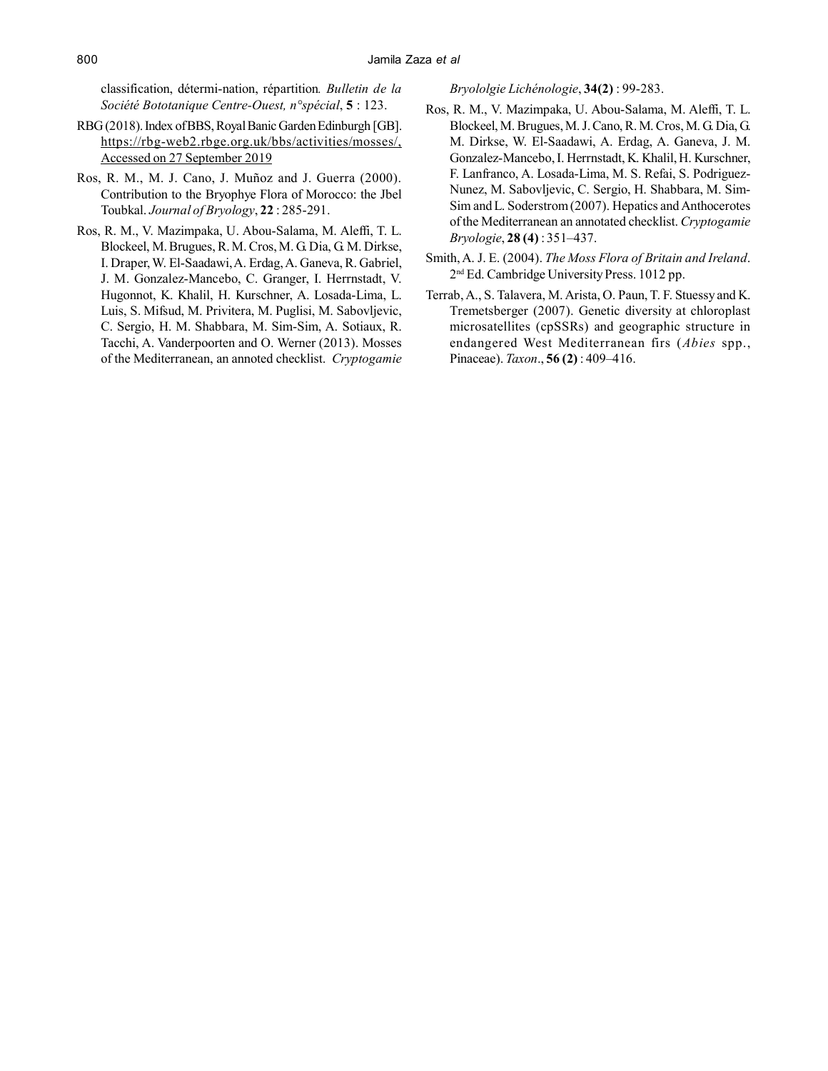classification, détermi-nation, répartition. *Bulletin de la Société Bototanique Centre-Ouest, n°spécial*, **5** : 123.

RBG (2018). Index of BBS, Royal Banic Garden Edinburgh [GB]. https://rbg-web2.rbge.org.uk/bbs/activities/mosses/, Accessed on 27 September 2019

Ros, R. M., M. J. Cano, J. Muñoz and J. Guerra (2000). Contribution to the Bryophye Flora of Morocco: the Jbel Toubkal. *Journal of Bryology*, **22** : 285-291.

Ros, R. M., V. Mazimpaka, U. Abou-Salama, M. Aleffi, T. L. Blockeel, M. Brugues, R. M. Cros, M. G. Dia, G. M. Dirkse, I. Draper, W. El-Saadawi, A. Erdag, A. Ganeva, R. Gabriel, J. M. Gonzalez-Mancebo, C. Granger, I. Herrnstadt, V. Hugonnot, K. Khalil, H. Kurschner, A. Losada-Lima, L. Luis, S. Mifsud, M. Privitera, M. Puglisi, M. Sabovljevic, C. Sergio, H. M. Shabbara, M. Sim-Sim, A. Sotiaux, R. Tacchi, A. Vanderpoorten and O. Werner (2013). Mosses of the Mediterranean, an annoted checklist. *Cryptogamie Bryololgie Lichénologie*, **34(2)** : 99-283.

Ros, R. M., V. Mazimpaka, U. Abou-Salama, M. Aleffi, T. L. Blockeel, M. Brugues, M. J. Cano, R. M. Cros, M. G. Dia, G. M. Dirkse, W. El-Saadawi, A. Erdag, A. Ganeva, J. M. Gonzalez-Mancebo, I. Herrnstadt, K. Khalil, H. Kurschner, F. Lanfranco, A. Losada-Lima, M. S. Refai, S. Podriguez-Nunez, M. Sabovljevic, C. Sergio, H. Shabbara, M. Sim-Sim and L. Soderstrom (2007). Hepatics and Anthocerotes of the Mediterranean an annotated checklist. *Cryptogamie Bryologie*, **28 (4)** : 351–437.

Smith, A. J. E. (2004). *The Moss Flora of Britain and Ireland*. 2nd Ed. Cambridge University Press. 1012 pp.

Terrab, A., S. Talavera, M. Arista, O. Paun, T. F. Stuessy and K. Tremetsberger (2007). Genetic diversity at chloroplast microsatellites (cpSSRs) and geographic structure in endangered West Mediterranean firs (*Abies* spp., Pinaceae). *Taxon*., **56 (2)** : 409–416.